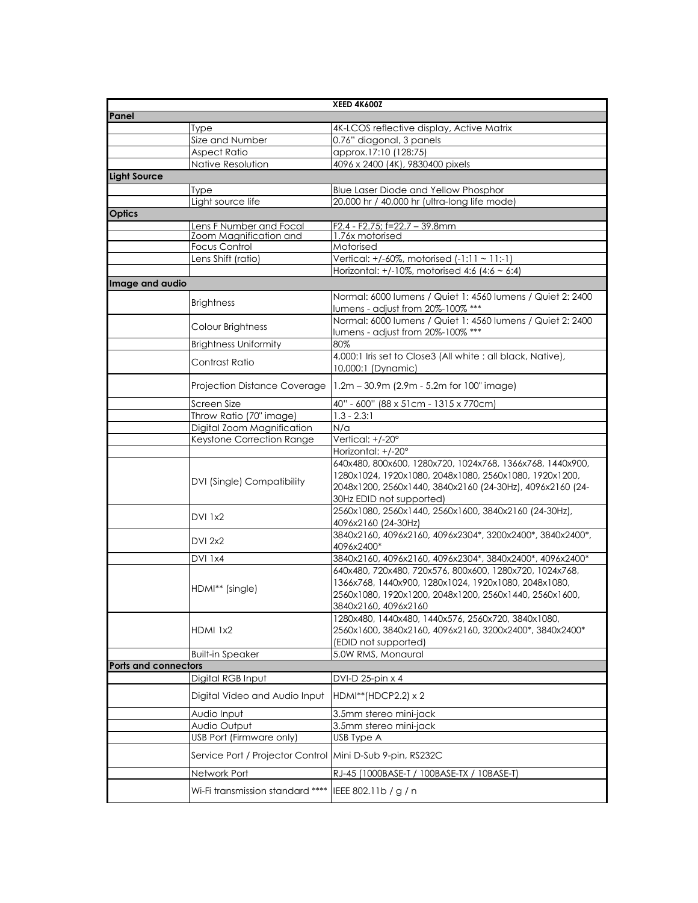| XEED 4K600Z | | |
|---|---|---|
| **Panel** | | |
| | Type | 4K-LCOS reflective display, Active Matrix |
| | Size and Number | 0.76" diagonal, 3 panels |
| | Aspect Ratio | approx.17:10 (128:75) |
| | Native Resolution | 4096 x 2400 (4K), 9830400 pixels |
| **Light Source** | | |
| | Type | Blue Laser Diode and Yellow Phosphor |
| | Light source life | 20,000 hr / 40,000 hr (ultra-long life mode) |
| **Optics** | | |
| | Lens F Number and Focal | F2.4 - F2.75; f=22.7 – 39.8mm |
| | Zoom Magnification and | 1.76x motorised |
| | Focus Control | Motorised |
| | Lens Shift (ratio) | Vertical: +/-60%, motorised (-1:11 ~ 11:-1) |
| | | Horizontal: +/-10%, motorised 4:6 (4:6 ~ 6:4) |
| **Image and audio** | | |
| | Brightness | Normal: 6000 lumens / Quiet 1: 4560 lumens / Quiet 2: 2400 lumens - adjust from 20%-100% *** |
| | Colour Brightness | Normal: 6000 lumens / Quiet 1: 4560 lumens / Quiet 2: 2400 lumens - adjust from 20%-100% *** |
| | Brightness Uniformity | 80% |
| | Contrast Ratio | 4,000:1 Iris set to Close3 (All white : all black, Native), 10,000:1 (Dynamic) |
| | Projection Distance Coverage | 1.2m – 30.9m (2.9m - 5.2m for 100" image) |
| | Screen Size | 40" - 600" (88 x 51cm - 1315 x 770cm) |
| | Throw Ratio (70" image) | 1.3 - 2.3:1 |
| | Digital Zoom Magnification | N/a |
| | Keystone Correction Range | Vertical: +/-20° |
| | | Horizontal: +/-20° |
| | DVI (Single) Compatibility | 640x480, 800x600, 1280x720, 1024x768, 1366x768, 1440x900, 1280x1024, 1920x1080, 2048x1080, 2560x1080, 1920x1200, 2048x1200, 2560x1440, 3840x2160 (24-30Hz), 4096x2160 (24-30Hz EDID not supported) |
| | DVI 1x2 | 2560x1080, 2560x1440, 2560x1600, 3840x2160 (24-30Hz), 4096x2160 (24-30Hz) |
| | DVI 2x2 | 3840x2160, 4096x2160, 4096x2304*, 3200x2400*, 3840x2400*, 4096x2400* |
| | DVI 1x4 | 3840x2160, 4096x2160, 4096x2304*, 3840x2400*, 4096x2400* |
| | HDMI** (single) | 640x480, 720x480, 720x576, 800x600, 1280x720, 1024x768, 1366x768, 1440x900, 1280x1024, 1920x1080, 2048x1080, 2560x1080, 1920x1200, 2048x1200, 2560x1440, 2560x1600, 3840x2160, 4096x2160 |
| | HDMI 1x2 | 1280x480, 1440x480, 1440x576, 2560x720, 3840x1080, 2560x1600, 3840x2160, 4096x2160, 3200x2400*, 3840x2400* (EDID not supported) |
| | Built-in Speaker | 5.0W RMS, Monaural |
| **Ports and connectors** | | |
| | Digital RGB Input | DVI-D 25-pin x 4 |
| | Digital Video and Audio Input | HDMI**(HDCP2.2) x 2 |
| | Audio Input | 3.5mm stereo mini-jack |
| | Audio Output | 3.5mm stereo mini-jack |
| | USB Port (Firmware only) | USB Type A |
| | Service Port / Projector Control | Mini D-Sub 9-pin, RS232C |
| | Network Port | RJ-45 (1000BASE-T / 100BASE-TX / 10BASE-T) |
| | Wi-Fi transmission standard **** | IEEE 802.11b / g / n |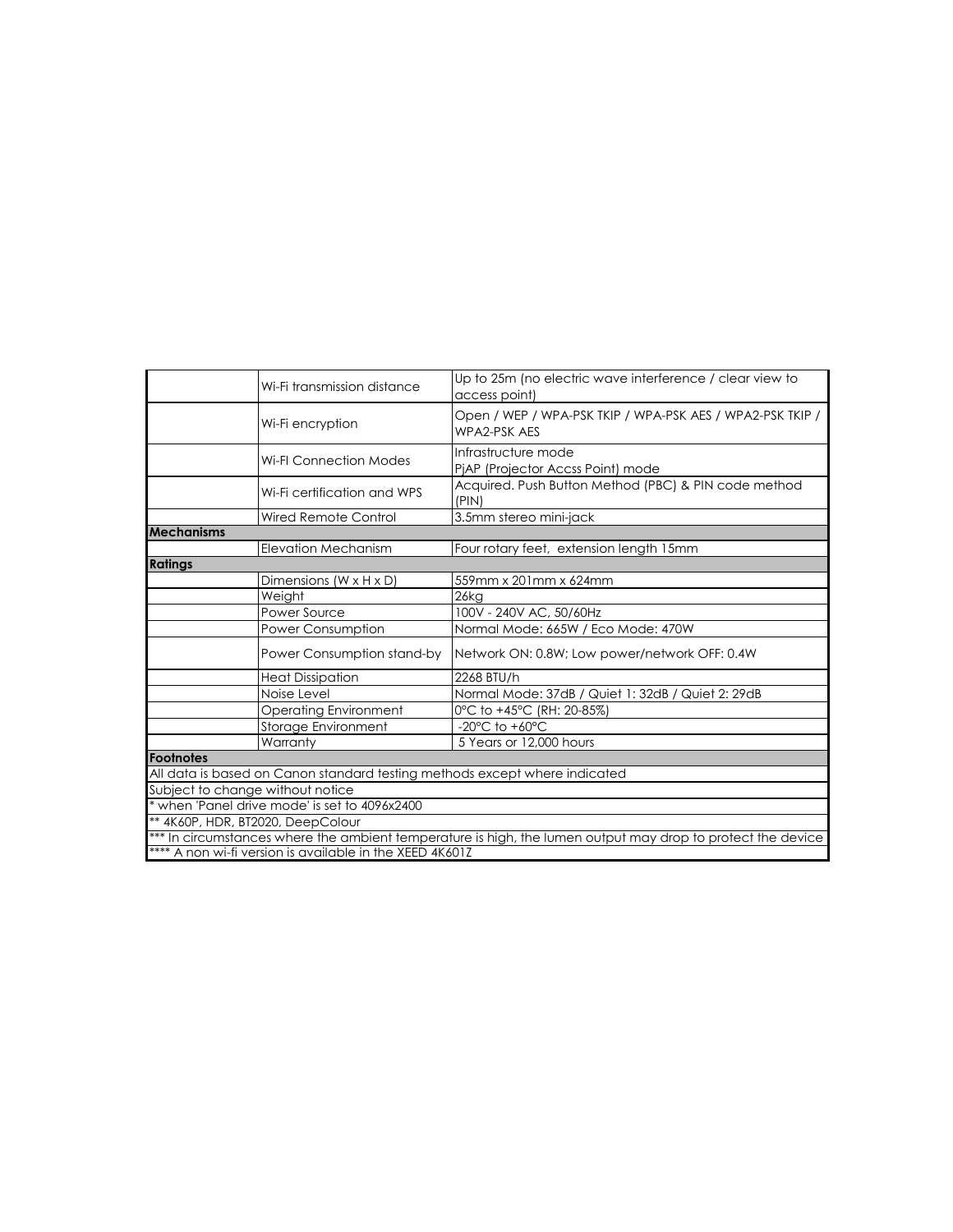| | | |
|---|---|---|
| | Wi-Fi transmission distance | Up to 25m (no electric wave interference / clear view to access point) |
| | Wi-Fi encryption | Open / WEP / WPA-PSK TKIP / WPA-PSK AES / WPA2-PSK TKIP / WPA2-PSK AES |
| | Wi-FI Connection Modes | Infrastructure mode<br>PjAP (Projector Accss Point) mode |
| | Wi-Fi certification and WPS | Acquired. Push Button Method (PBC) & PIN code method (PIN) |
| | Wired Remote Control | 3.5mm stereo mini-jack |
| **Mechanisms** | | |
| | Elevation Mechanism | Four rotary feet,  extension length 15mm |
| **Ratings** | | |
| | Dimensions (W x H x D) | 559mm x 201mm x 624mm |
| | Weight | 26kg |
| | Power Source | 100V - 240V AC, 50/60Hz |
| | Power Consumption | Normal Mode: 665W / Eco Mode: 470W |
| | Power Consumption stand-by | Network ON: 0.8W; Low power/network OFF: 0.4W |
| | Heat Dissipation | 2268 BTU/h |
| | Noise Level | Normal Mode: 37dB / Quiet 1: 32dB / Quiet 2: 29dB |
| | Operating Environment | 0°C to +45°C (RH: 20-85%) |
| | Storage Environment | -20°C to +60°C |
| | Warranty | 5 Years or 12,000 hours |
| **Footnotes** | | |
| All data is based on Canon standard testing methods except where indicated | | |
| Subject to change without notice | | |
| * when 'Panel drive mode' is set to 4096x2400 | | |
| ** 4K60P, HDR, BT2020, DeepColour | | |
| *** In circumstances where the ambient temperature is high, the lumen output may drop to protect the device | | |
| **** A non wi-fi version is available in the XEED 4K601Z | | |